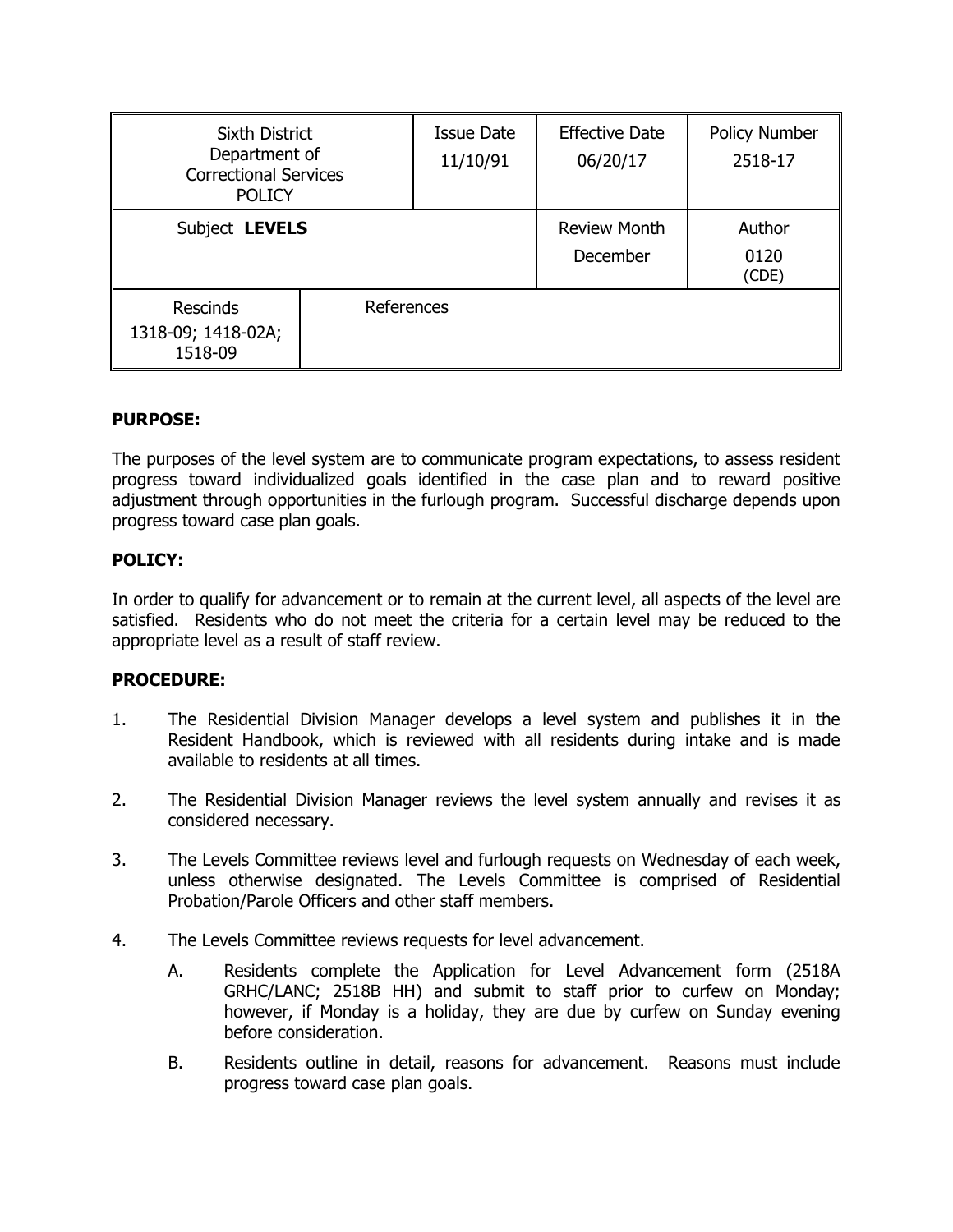| Sixth District Department of Correctional Services POLICY | | Issue Date 11/10/91 | Effective Date 06/20/17 | Policy Number 2518-17 |
|---|---|---|---|---|
| Subject **LEVELS** | | | Review Month December | Author 0120 (CDE) |
| Rescinds 1318-09; 1418-02A; 1518-09 | References | | | |

**PURPOSE:**

The purposes of the level system are to communicate program expectations, to assess resident progress toward individualized goals identified in the case plan and to reward positive adjustment through opportunities in the furlough program. Successful discharge depends upon progress toward case plan goals.

**POLICY:**

In order to qualify for advancement or to remain at the current level, all aspects of the level are satisfied. Residents who do not meet the criteria for a certain level may be reduced to the appropriate level as a result of staff review.

**PROCEDURE:**

1. The Residential Division Manager develops a level system and publishes it in the Resident Handbook, which is reviewed with all residents during intake and is made available to residents at all times.

2. The Residential Division Manager reviews the level system annually and revises it as considered necessary.

3. The Levels Committee reviews level and furlough requests on Wednesday of each week, unless otherwise designated. The Levels Committee is comprised of Residential Probation/Parole Officers and other staff members.

4. The Levels Committee reviews requests for level advancement.

   A. Residents complete the Application for Level Advancement form (2518A GRHC/LANC; 2518B HH) and submit to staff prior to curfew on Monday; however, if Monday is a holiday, they are due by curfew on Sunday evening before consideration.

   B. Residents outline in detail, reasons for advancement. Reasons must include progress toward case plan goals.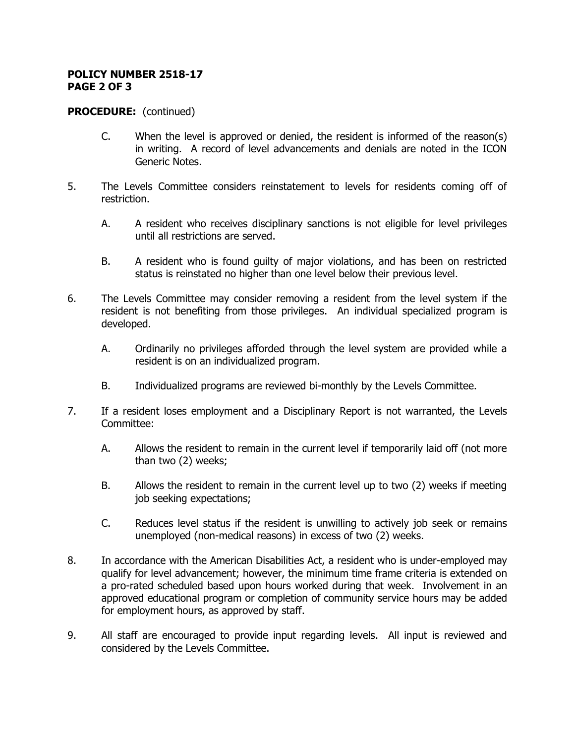**PROCEDURE:** (continued)

C. When the level is approved or denied, the resident is informed of the reason(s) in writing. A record of level advancements and denials are noted in the ICON Generic Notes.

5. The Levels Committee considers reinstatement to levels for residents coming off of restriction.

   A. A resident who receives disciplinary sanctions is not eligible for level privileges until all restrictions are served.

   B. A resident who is found guilty of major violations, and has been on restricted status is reinstated no higher than one level below their previous level.

6. The Levels Committee may consider removing a resident from the level system if the resident is not benefiting from those privileges. An individual specialized program is developed.

   A. Ordinarily no privileges afforded through the level system are provided while a resident is on an individualized program.

   B. Individualized programs are reviewed bi-monthly by the Levels Committee.

7. If a resident loses employment and a Disciplinary Report is not warranted, the Levels Committee:

   A. Allows the resident to remain in the current level if temporarily laid off (not more than two (2) weeks;

   B. Allows the resident to remain in the current level up to two (2) weeks if meeting job seeking expectations;

   C. Reduces level status if the resident is unwilling to actively job seek or remains unemployed (non-medical reasons) in excess of two (2) weeks.

8. In accordance with the American Disabilities Act, a resident who is under-employed may qualify for level advancement; however, the minimum time frame criteria is extended on a pro-rated scheduled based upon hours worked during that week. Involvement in an approved educational program or completion of community service hours may be added for employment hours, as approved by staff.

9. All staff are encouraged to provide input regarding levels. All input is reviewed and considered by the Levels Committee.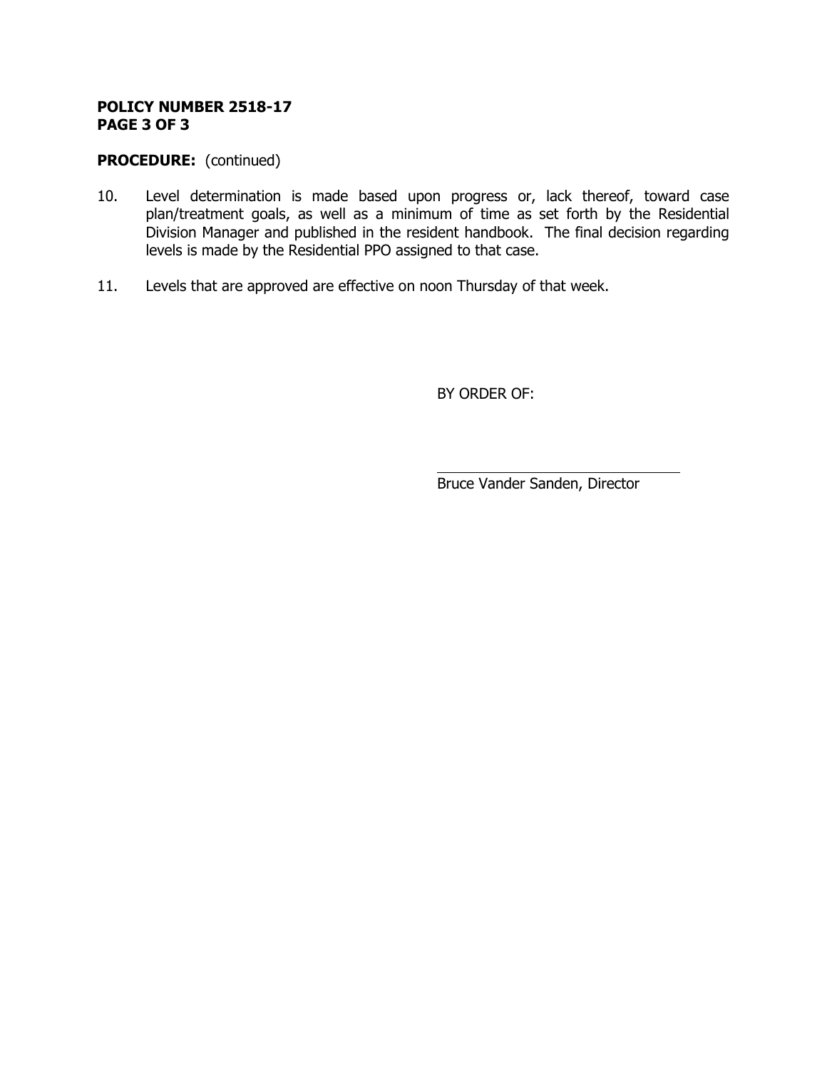**POLICY NUMBER 2518-17**

**PROCEDURE:** (continued)

10. Level determination is made based upon progress or, lack thereof, toward case plan/treatment goals, as well as a minimum of time as set forth by the Residential Division Manager and published in the resident handbook. The final decision regarding levels is made by the Residential PPO assigned to that case.

11. Levels that are approved are effective on noon Thursday of that week.

BY ORDER OF:

Bruce Vander Sanden, Director